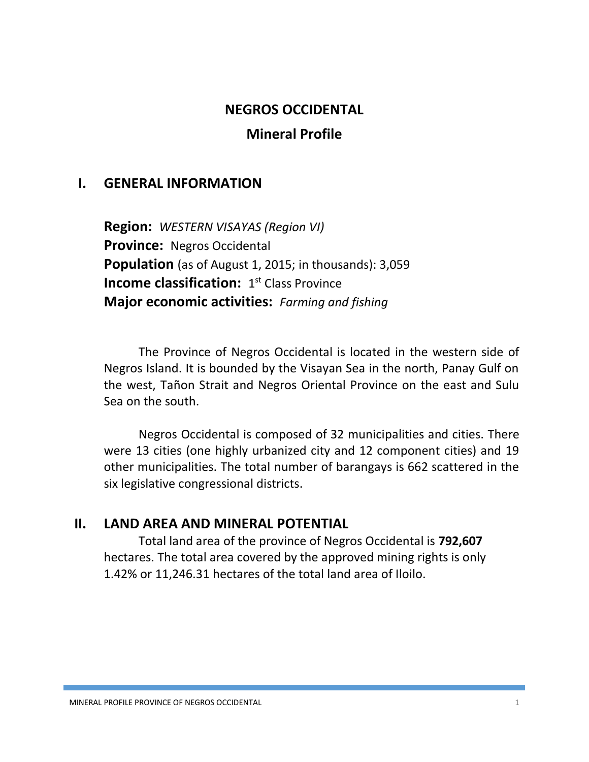# NEGROS OCCIDENTAL

## Mineral Profile

## I. GENERAL INFORMATION

**Region:** *WESTERN VISAYAS (Region VI)*
**Province:** Negros Occidental
**Population** (as of August 1, 2015; in thousands): 3,059
**Income classification:** 1st Class Province
**Major economic activities:** *Farming and fishing*

The Province of Negros Occidental is located in the western side of Negros Island. It is bounded by the Visayan Sea in the north, Panay Gulf on the west, Tañon Strait and Negros Oriental Province on the east and Sulu Sea on the south.

Negros Occidental is composed of 32 municipalities and cities. There were 13 cities (one highly urbanized city and 12 component cities) and 19 other municipalities. The total number of barangays is 662 scattered in the six legislative congressional districts.

## II. LAND AREA AND MINERAL POTENTIAL

Total land area of the province of Negros Occidental is **792,607** hectares. The total area covered by the approved mining rights is only 1.42% or 11,246.31 hectares of the total land area of Iloilo.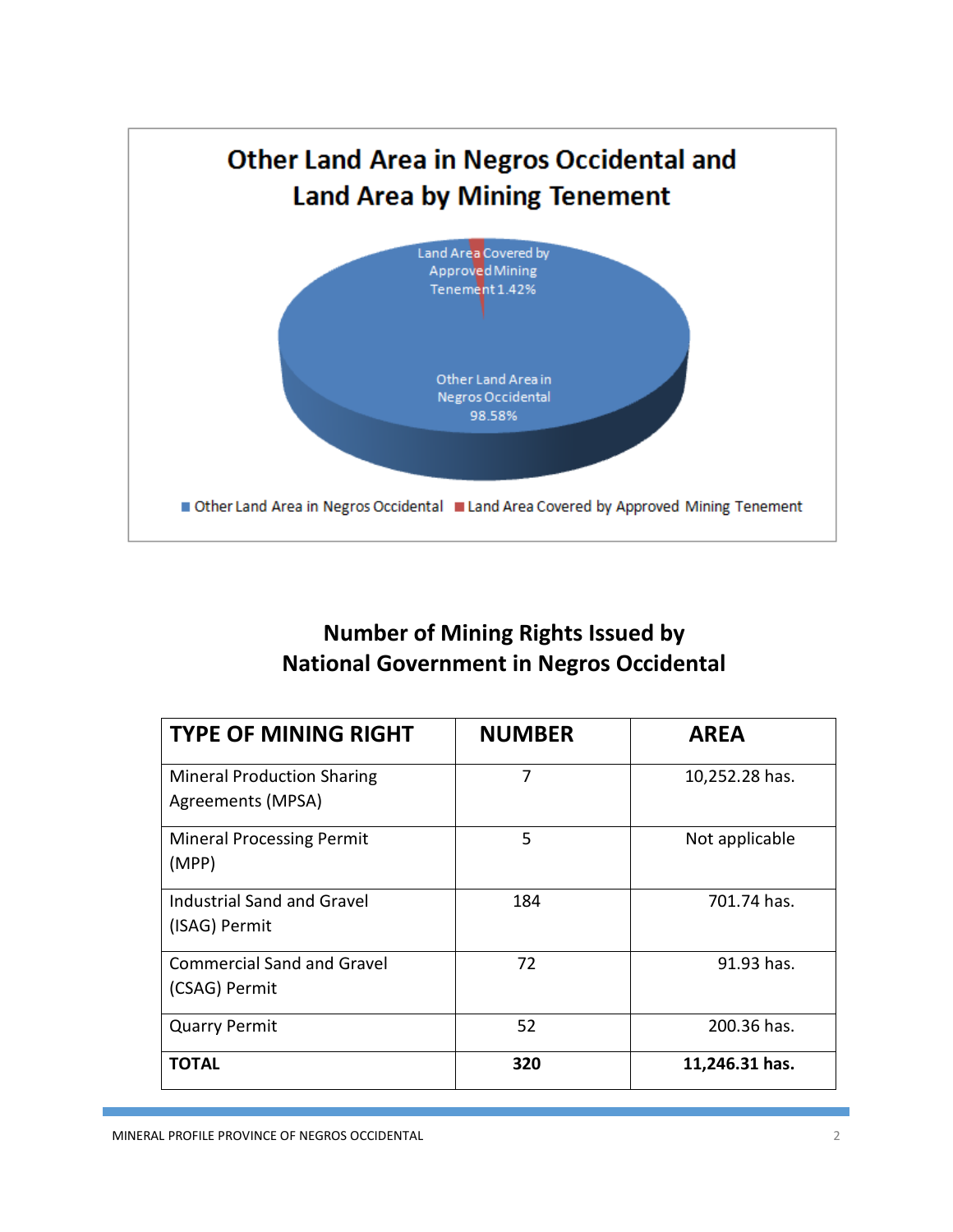## Other Land Area in Negros Occidental and Land Area by Mining Tenement

Land Area Covered by Approved Mining Tenement 1.42%

Other Land Area in Negros Occidental 98.58%

■ Other Land Area in Negros Occidental ■ Land Area Covered by Approved Mining Tenement

## Number of Mining Rights Issued by National Government in Negros Occidental

| TYPE OF MINING RIGHT | NUMBER | AREA |
|---|---|---|
| Mineral Production Sharing Agreements (MPSA) | 7 | 10,252.28 has. |
| Mineral Processing Permit (MPP) | 5 | Not applicable |
| Industrial Sand and Gravel (ISAG) Permit | 184 | 701.74 has. |
| Commercial Sand and Gravel (CSAG) Permit | 72 | 91.93 has. |
| Quarry Permit | 52 | 200.36 has. |
| **TOTAL** | **320** | **11,246.31 has.** |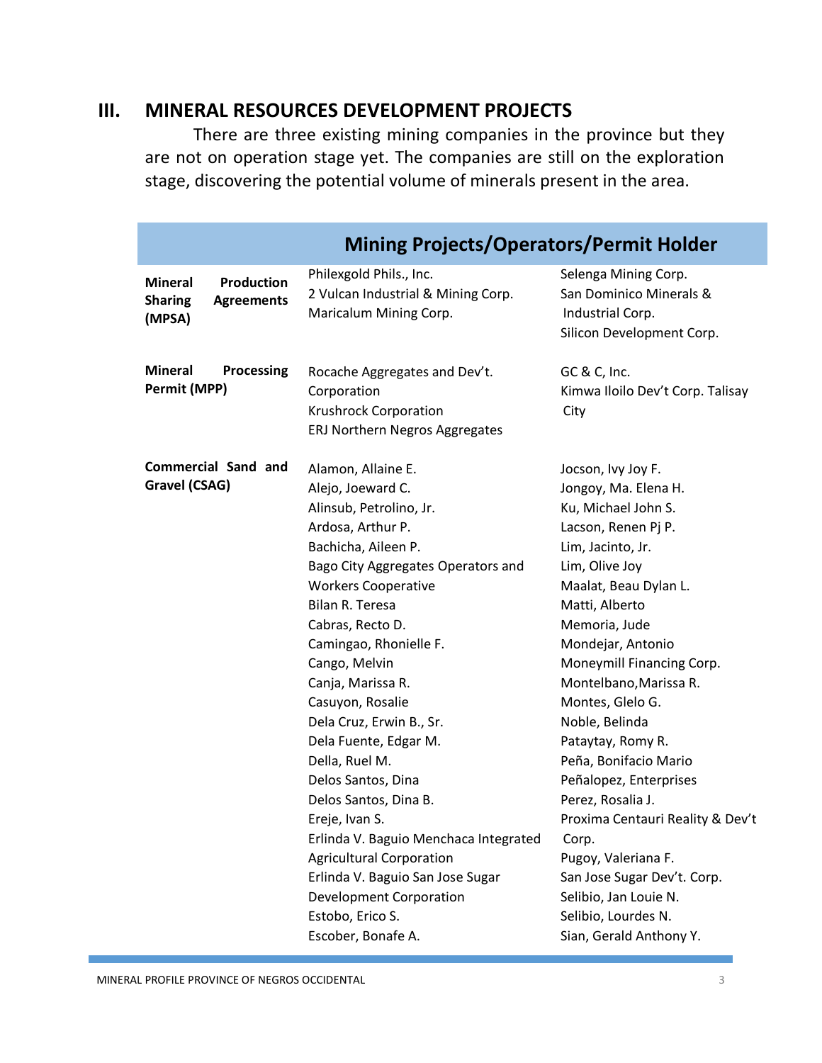## III. MINERAL RESOURCES DEVELOPMENT PROJECTS

There are three existing mining companies in the province but they are not on operation stage yet. The companies are still on the exploration stage, discovering the potential volume of minerals present in the area.

| | Mining Projects/Operators/Permit Holder | |
|---|---|---|
| **Mineral Production Sharing Agreements (MPSA)** | Philexgold Phils., Inc.<br>2 Vulcan Industrial & Mining Corp.<br>Maricalum Mining Corp. | Selenga Mining Corp.<br>San Dominico Minerals & Industrial Corp.<br>Silicon Development Corp. |
| **Mineral Processing Permit (MPP)** | Rocache Aggregates and Dev't. Corporation<br>Krushrock Corporation<br>ERJ Northern Negros Aggregates | GC & C, Inc.<br>Kimwa Iloilo Dev't Corp. Talisay City |
| **Commercial Sand and Gravel (CSAG)** | Alamon, Allaine E.<br>Alejo, Joeward C.<br>Alinsub, Petrolino, Jr.<br>Ardosa, Arthur P.<br>Bachicha, Aileen P.<br>Bago City Aggregates Operators and Workers Cooperative<br>Bilan R. Teresa<br>Cabras, Recto D.<br>Camingao, Rhonielle F.<br>Cango, Melvin<br>Canja, Marissa R.<br>Casuyon, Rosalie<br>Dela Cruz, Erwin B., Sr.<br>Dela Fuente, Edgar M.<br>Della, Ruel M.<br>Delos Santos, Dina<br>Delos Santos, Dina B.<br>Ereje, Ivan S.<br>Erlinda V. Baguio Menchaca Integrated Agricultural Corporation<br>Erlinda V. Baguio San Jose Sugar Development Corporation<br>Estobo, Erico S.<br>Escober, Bonafe A. | Jocson, Ivy Joy F.<br>Jongoy, Ma. Elena H.<br>Ku, Michael John S.<br>Lacson, Renen Pj P.<br>Lim, Jacinto, Jr.<br>Lim, Olive Joy<br>Maalat, Beau Dylan L.<br>Matti, Alberto<br>Memoria, Jude<br>Mondejar, Antonio<br>Moneymill Financing Corp.<br>Montelbano,Marissa R.<br>Montes, Glelo G.<br>Noble, Belinda<br>Pataytay, Romy R.<br>Peña, Bonifacio Mario<br>Peñalopez, Enterprises<br>Perez, Rosalia J.<br>Proxima Centauri Reality & Dev't Corp.<br>Pugoy, Valeriana F.<br>San Jose Sugar Dev't. Corp.<br>Selibio, Jan Louie N.<br>Selibio, Lourdes N.<br>Sian, Gerald Anthony Y. |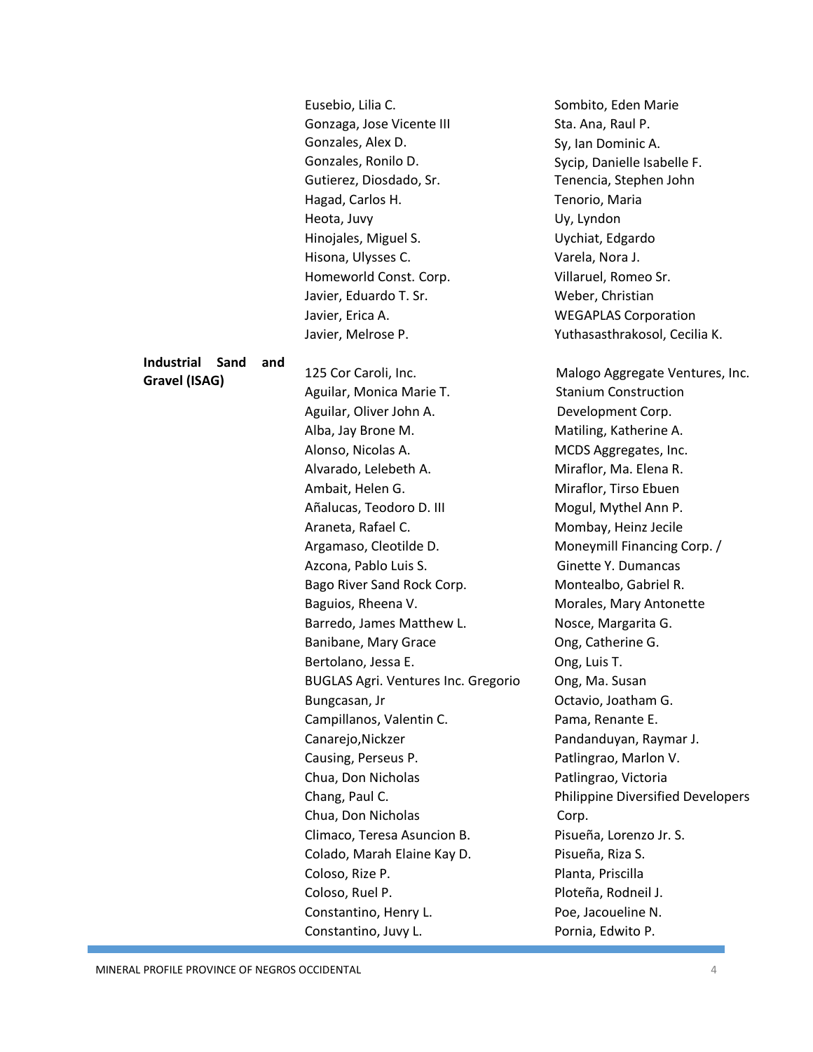| | | |
|---|---|---|
| | Eusebio, Lilia C. | Sombito, Eden Marie |
| | Gonzaga, Jose Vicente III | Sta. Ana, Raul P. |
| | Gonzales, Alex D. | Sy, Ian Dominic A. |
| | Gonzales, Ronilo D. | Sycip, Danielle Isabelle F. |
| | Gutierez, Diosdado, Sr. | Tenencia, Stephen John |
| | Hagad, Carlos H. | Tenorio, Maria |
| | Heota, Juvy | Uy, Lyndon |
| | Hinojales, Miguel S. | Uychiat, Edgardo |
| | Hisona, Ulysses C. | Varela, Nora J. |
| | Homeworld Const. Corp. | Villaruel, Romeo Sr. |
| | Javier, Eduardo T. Sr. | Weber, Christian |
| | Javier, Erica A. | WEGAPLAS Corporation |
| | Javier, Melrose P. | Yuthasasthrakosol, Cecilia K. |
| **Industrial Sand and Gravel (ISAG)** | 125 Cor Caroli, Inc. | Malogo Aggregate Ventures, Inc. |
| | Aguilar, Monica Marie T. | Stanium Construction Development Corp. |
| | Aguilar, Oliver John A. | Matiling, Katherine A. |
| | Alba, Jay Brone M. | MCDS Aggregates, Inc. |
| | Alonso, Nicolas A. | Miraflor, Ma. Elena R. |
| | Alvarado, Lelebeth A. | Miraflor, Tirso Ebuen |
| | Ambait, Helen G. | Mogul, Mythel Ann P. |
| | Añalucas, Teodoro D. III | Mombay, Heinz Jecile |
| | Araneta, Rafael C. | Moneymill Financing Corp. / Ginette Y. Dumancas |
| | Argamaso, Cleotilde D. | Montealbo, Gabriel R. |
| | Azcona, Pablo Luis S. | Morales, Mary Antonette |
| | Bago River Sand Rock Corp. | Nosce, Margarita G. |
| | Baguios, Rheena V. | Ong, Catherine G. |
| | Barredo, James Matthew L. | Ong, Luis T. |
| | Banibane, Mary Grace | Ong, Ma. Susan |
| | Bertolano, Jessa E. | Octavio, Joatham G. |
| | BUGLAS Agri. Ventures Inc. Gregorio Bungcasan, Jr | Pama, Renante E. |
| | Campillanos, Valentin C. | Pandanduyan, Raymar J. |
| | Canarejo,Nickzer | Patlingrao, Marlon V. |
| | Causing, Perseus P. | Patlingrao, Victoria |
| | Chua, Don Nicholas | Philippine Diversified Developers Corp. |
| | Chang, Paul C. | Pisueña, Lorenzo Jr. S. |
| | Chua, Don Nicholas | Pisueña, Riza S. |
| | Climaco, Teresa Asuncion B. | Planta, Priscilla |
| | Colado, Marah Elaine Kay D. | Ploteña, Rodneil J. |
| | Coloso, Rize P. | Poe, Jacoueline N. |
| | Coloso, Ruel P. | Pornia, Edwito P. |
| | Constantino, Henry L. | |
| | Constantino, Juvy L. | |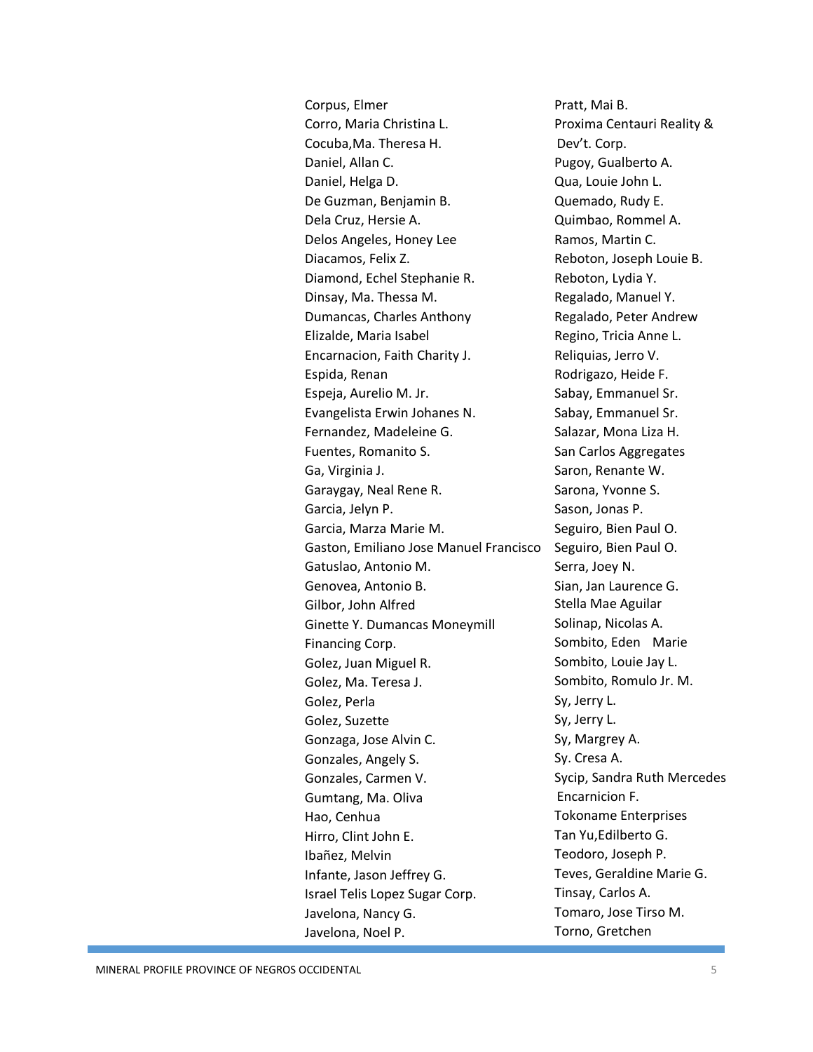Corpus, Elmer
Corro, Maria Christina L.
Cocuba,Ma. Theresa H.
Daniel, Allan C.
Daniel, Helga D.
De Guzman, Benjamin B.
Dela Cruz, Hersie A.
Delos Angeles, Honey Lee
Diacamos, Felix Z.
Diamond, Echel Stephanie R.
Dinsay, Ma. Thessa M.
Dumancas, Charles Anthony
Elizalde, Maria Isabel
Encarnacion, Faith Charity J.
Espida, Renan
Espeja, Aurelio M. Jr.
Evangelista Erwin Johanes N.
Fernandez, Madeleine G.
Fuentes, Romanito S.
Ga, Virginia J.
Garaygay, Neal Rene R.
Garcia, Jelyn P.
Garcia, Marza Marie M.
Gaston, Emiliano Jose Manuel Francisco
Gatuslao, Antonio M.
Genovea, Antonio B.
Gilbor, John Alfred
Ginette Y. Dumancas Moneymill Financing Corp.
Golez, Juan Miguel R.
Golez, Ma. Teresa J.
Golez, Perla
Golez, Suzette
Gonzaga, Jose Alvin C.
Gonzales, Angely S.
Gonzales, Carmen V.
Gumtang, Ma. Oliva
Hao, Cenhua
Hirro, Clint John E.
Ibañez, Melvin
Infante, Jason Jeffrey G.
Israel Telis Lopez Sugar Corp.
Javelona, Nancy G.
Javelona, Noel P.

Pratt, Mai B.
Proxima Centauri Reality & Dev't. Corp.
Pugoy, Gualberto A.
Qua, Louie John L.
Quemado, Rudy E.
Quimbao, Rommel A.
Ramos, Martin C.
Reboton, Joseph Louie B.
Reboton, Lydia Y.
Regalado, Manuel Y.
Regalado, Peter Andrew
Regino, Tricia Anne L.
Reliquias, Jerro V.
Rodrigazo, Heide F.
Sabay, Emmanuel Sr.
Sabay, Emmanuel Sr.
Salazar, Mona Liza H.
San Carlos Aggregates
Saron, Renante W.
Sarona, Yvonne S.
Sason, Jonas P.
Seguiro, Bien Paul O.
Seguiro, Bien Paul O.
Serra, Joey N.
Sian, Jan Laurence G.
Stella Mae Aguilar
Solinap, Nicolas A.
Sombito, Eden Marie
Sombito, Louie Jay L.
Sombito, Romulo Jr. M.
Sy, Jerry L.
Sy, Jerry L.
Sy, Margrey A.
Sy. Cresa A.
Sycip, Sandra Ruth Mercedes Encarnicion F.
Tokoname Enterprises
Tan Yu,Edilberto G.
Teodoro, Joseph P.
Teves, Geraldine Marie G.
Tinsay, Carlos A.
Tomaro, Jose Tirso M.
Torno, Gretchen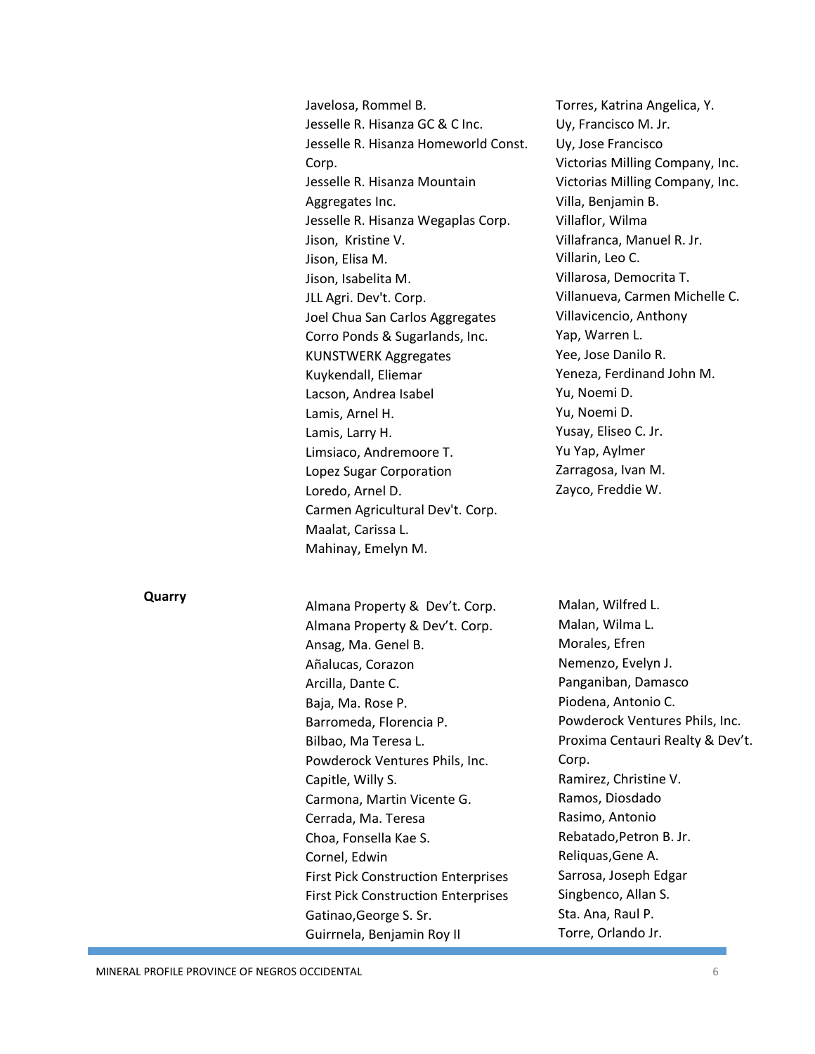Javelosa, Rommel B.
Jesselle R. Hisanza GC & C Inc.
Jesselle R. Hisanza Homeworld Const. Corp.
Jesselle R. Hisanza Mountain Aggregates Inc.
Jesselle R. Hisanza Wegaplas Corp.
Jison, Kristine V.
Jison, Elisa M.
Jison, Isabelita M.
JLL Agri. Dev't. Corp.
Joel Chua San Carlos Aggregates
Corro Ponds & Sugarlands, Inc.
KUNSTWERK Aggregates
Kuykendall, Eliemar
Lacson, Andrea Isabel
Lamis, Arnel H.
Lamis, Larry H.
Limsiaco, Andremoore T.
Lopez Sugar Corporation
Loredo, Arnel D.
Carmen Agricultural Dev't. Corp.
Maalat, Carissa L.
Mahinay, Emelyn M.
Torres, Katrina Angelica, Y.
Uy, Francisco M. Jr.
Uy, Jose Francisco
Victorias Milling Company, Inc.
Victorias Milling Company, Inc.
Villa, Benjamin B.
Villaflor, Wilma
Villafranca, Manuel R. Jr.
Villarin, Leo C.
Villarosa, Democrita T.
Villanueva, Carmen Michelle C.
Villavicencio, Anthony
Yap, Warren L.
Yee, Jose Danilo R.
Yeneza, Ferdinand John M.
Yu, Noemi D.
Yu, Noemi D.
Yusay, Eliseo C. Jr.
Yu Yap, Aylmer
Zarragosa, Ivan M.
Zayco, Freddie W.

**Quarry**

Almana Property & Dev't. Corp.
Almana Property & Dev't. Corp.
Ansag, Ma. Genel B.
Añalucas, Corazon
Arcilla, Dante C.
Baja, Ma. Rose P.
Barromeda, Florencia P.
Bilbao, Ma Teresa L.
Powderock Ventures Phils, Inc.
Capitle, Willy S.
Carmona, Martin Vicente G.
Cerrada, Ma. Teresa
Choa, Fonsella Kae S.
Cornel, Edwin
First Pick Construction Enterprises
First Pick Construction Enterprises
Gatinao,George S. Sr.
Guirrnela, Benjamin Roy II
Malan, Wilfred L.
Malan, Wilma L.
Morales, Efren
Nemenzo, Evelyn J.
Panganiban, Damasco
Piodena, Antonio C.
Powderock Ventures Phils, Inc.
Proxima Centauri Realty & Dev't. Corp.
Ramirez, Christine V.
Ramos, Diosdado
Rasimo, Antonio
Rebatado,Petron B. Jr.
Reliquas,Gene A.
Sarrosa, Joseph Edgar
Singbenco, Allan S.
Sta. Ana, Raul P.
Torre, Orlando Jr.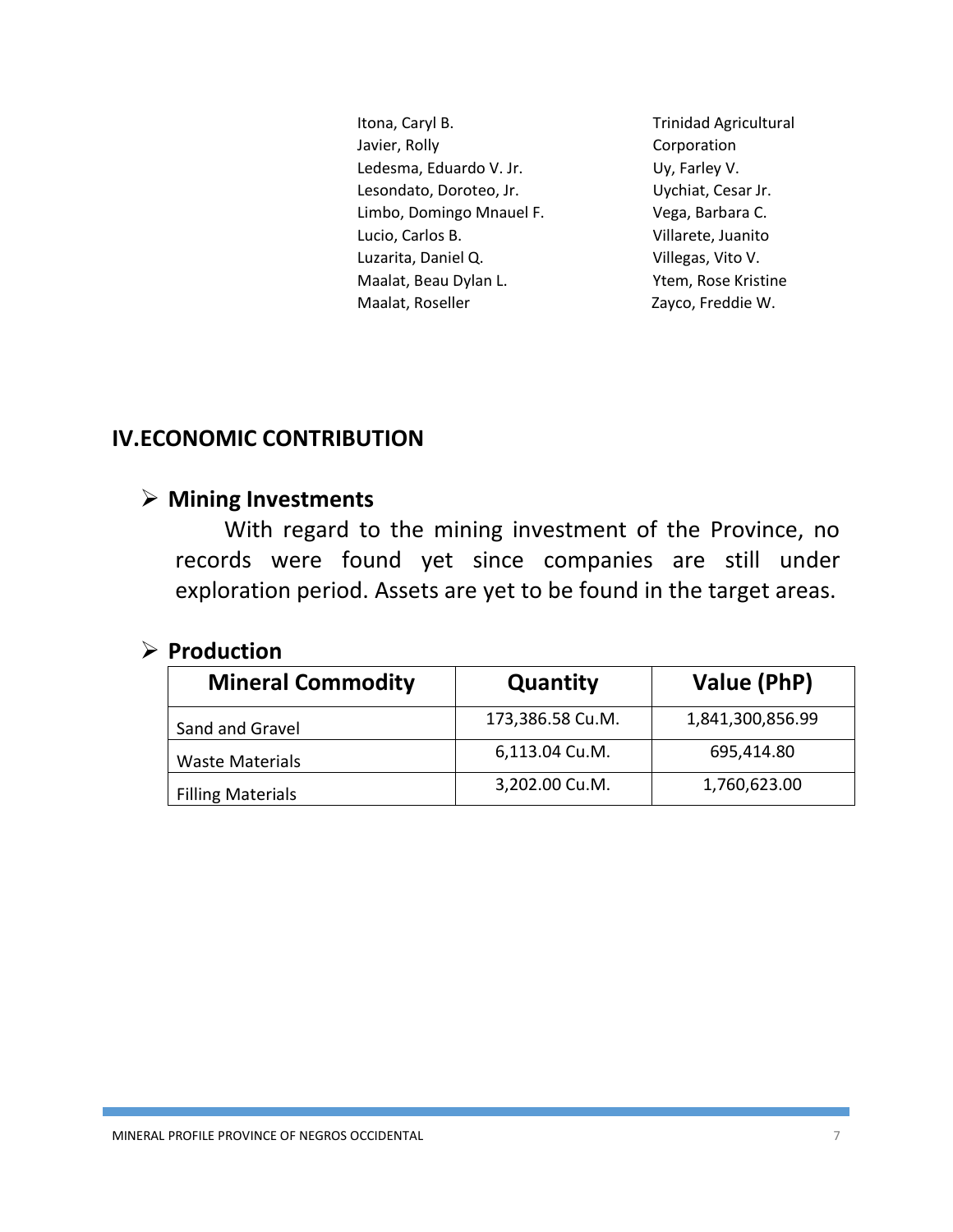Itona, Caryl B.
Javier, Rolly
Ledesma, Eduardo V. Jr.
Lesondato, Doroteo, Jr.
Limbo, Domingo Mnauel F.
Lucio, Carlos B.
Luzarita, Daniel Q.
Maalat, Beau Dylan L.
Maalat, Roseller
Trinidad Agricultural Corporation
Uy, Farley V.
Uychiat, Cesar Jr.
Vega, Barbara C.
Villarete, Juanito
Villegas, Vito V.
Ytem, Rose Kristine
Zayco, Freddie W.

## IV.ECONOMIC CONTRIBUTION

### ➢ Mining Investments

With regard to the mining investment of the Province, no records were found yet since companies are still under exploration period. Assets are yet to be found in the target areas.

### ➢ Production

| Mineral Commodity | Quantity | Value (PhP) |
|---|---|---|
| Sand and Gravel | 173,386.58 Cu.M. | 1,841,300,856.99 |
| Waste Materials | 6,113.04 Cu.M. | 695,414.80 |
| Filling Materials | 3,202.00 Cu.M. | 1,760,623.00 |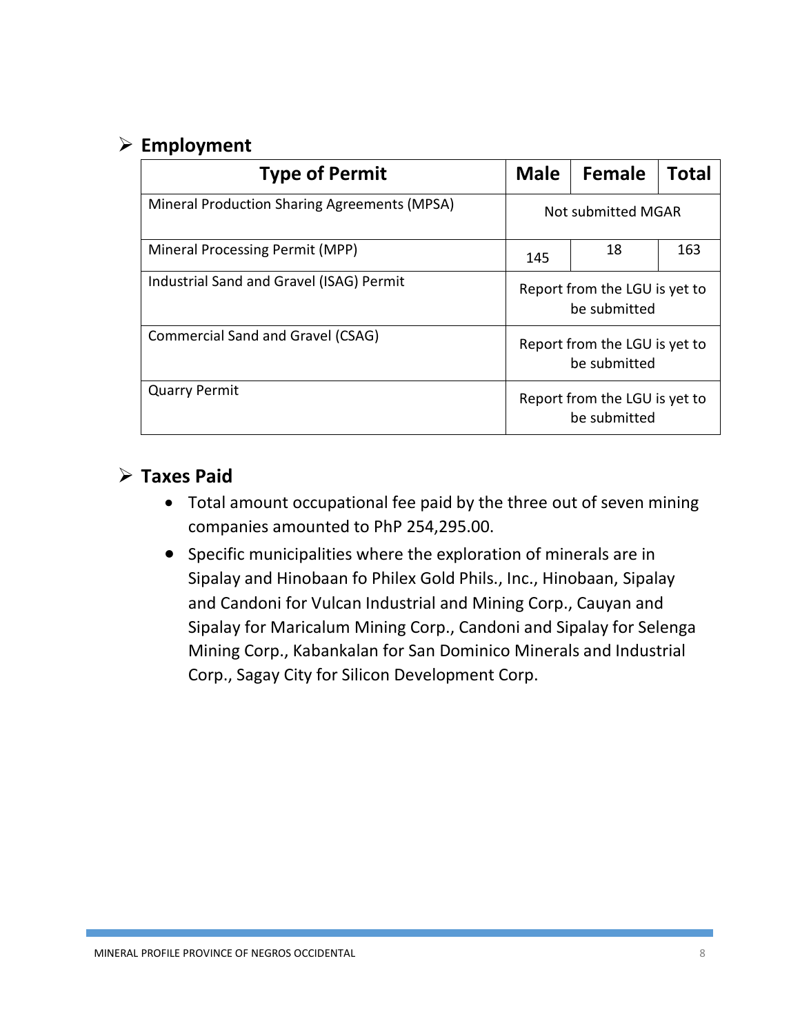## Employment

| Type of Permit | Male | Female | Total |
|---|---|---|---|
| Mineral Production Sharing Agreements (MPSA) | Not submitted MGAR | | |
| Mineral Processing Permit (MPP) | 145 | 18 | 163 |
| Industrial Sand and Gravel (ISAG) Permit | Report from the LGU is yet to be submitted | | |
| Commercial Sand and Gravel (CSAG) | Report from the LGU is yet to be submitted | | |
| Quarry Permit | Report from the LGU is yet to be submitted | | |

## Taxes Paid

- Total amount occupational fee paid by the three out of seven mining companies amounted to PhP 254,295.00.
- Specific municipalities where the exploration of minerals are in Sipalay and Hinobaan fo Philex Gold Phils., Inc., Hinobaan, Sipalay and Candoni for Vulcan Industrial and Mining Corp., Cauyan and Sipalay for Maricalum Mining Corp., Candoni and Sipalay for Selenga Mining Corp., Kabankalan for San Dominico Minerals and Industrial Corp., Sagay City for Silicon Development Corp.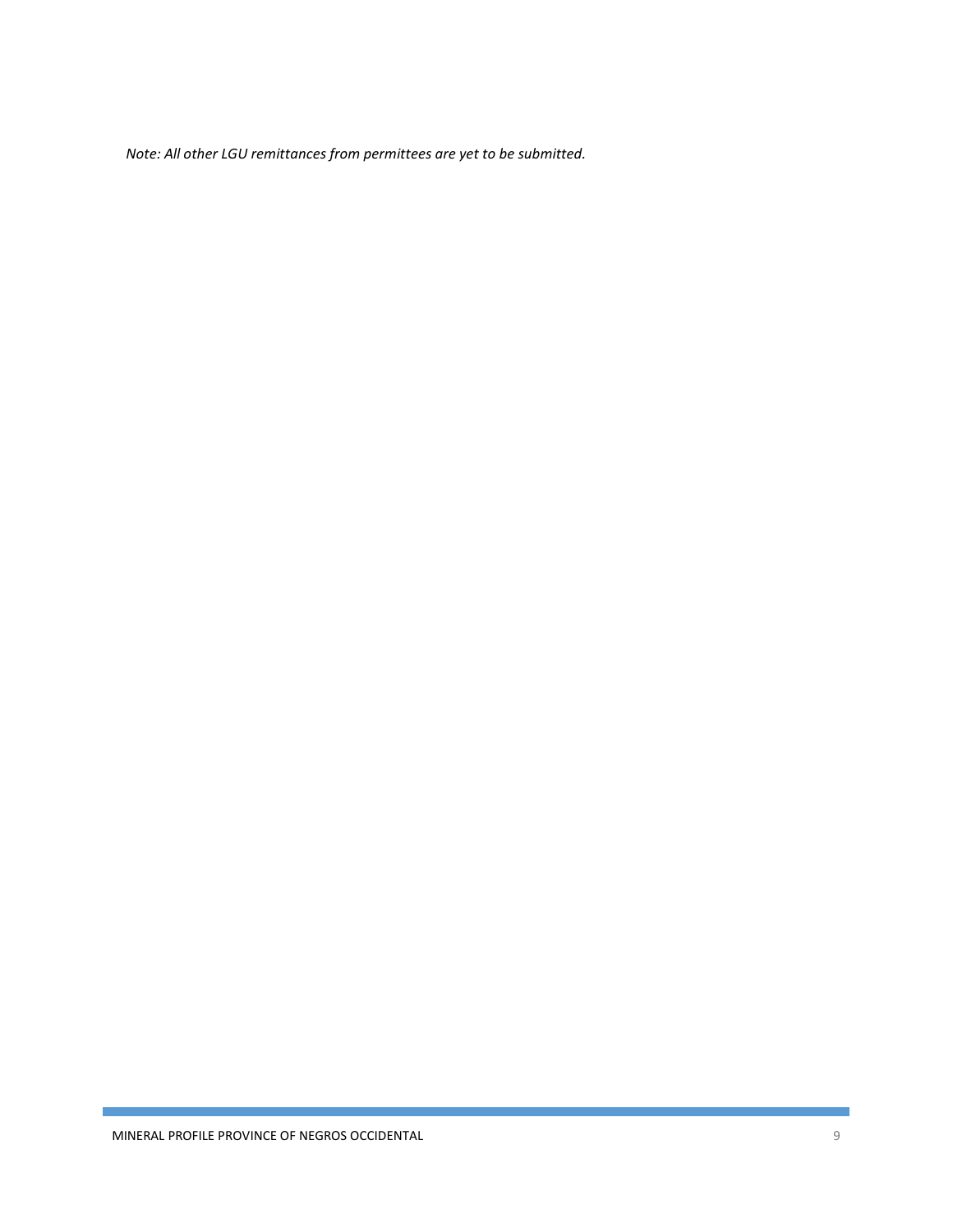*Note: All other LGU remittances from permittees are yet to be submitted.*